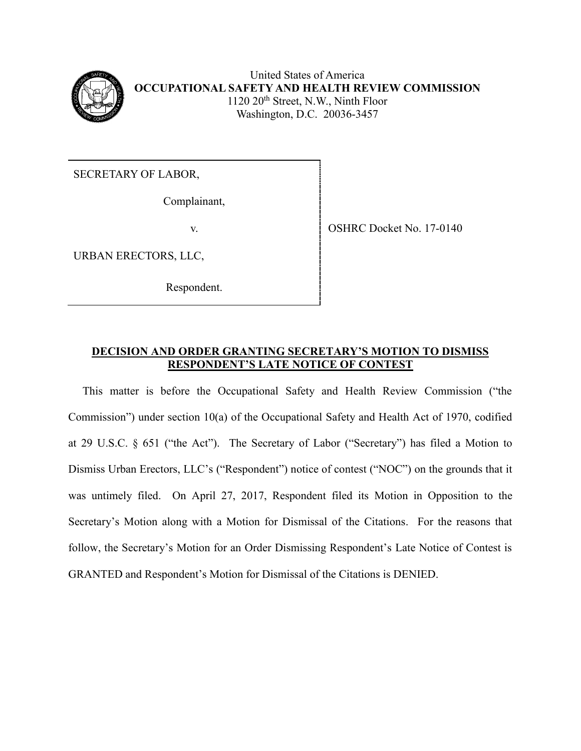United States of America
**OCCUPATIONAL SAFETY AND HEALTH REVIEW COMMISSION**
1120 20th Street, N.W., Ninth Floor
Washington, D.C. 20036-3457

| | |
|---|---|
| SECRETARY OF LABOR,<br><br>Complainant,<br><br>v.<br><br>URBAN ERECTORS, LLC,<br><br>Respondent. | OSHRC Docket No. 17-0140 |

**DECISION AND ORDER GRANTING SECRETARY'S MOTION TO DISMISS RESPONDENT'S LATE NOTICE OF CONTEST**

This matter is before the Occupational Safety and Health Review Commission ("the Commission") under section 10(a) of the Occupational Safety and Health Act of 1970, codified at 29 U.S.C. § 651 ("the Act"). The Secretary of Labor ("Secretary") has filed a Motion to Dismiss Urban Erectors, LLC's ("Respondent") notice of contest ("NOC") on the grounds that it was untimely filed. On April 27, 2017, Respondent filed its Motion in Opposition to the Secretary's Motion along with a Motion for Dismissal of the Citations. For the reasons that follow, the Secretary's Motion for an Order Dismissing Respondent's Late Notice of Contest is GRANTED and Respondent's Motion for Dismissal of the Citations is DENIED.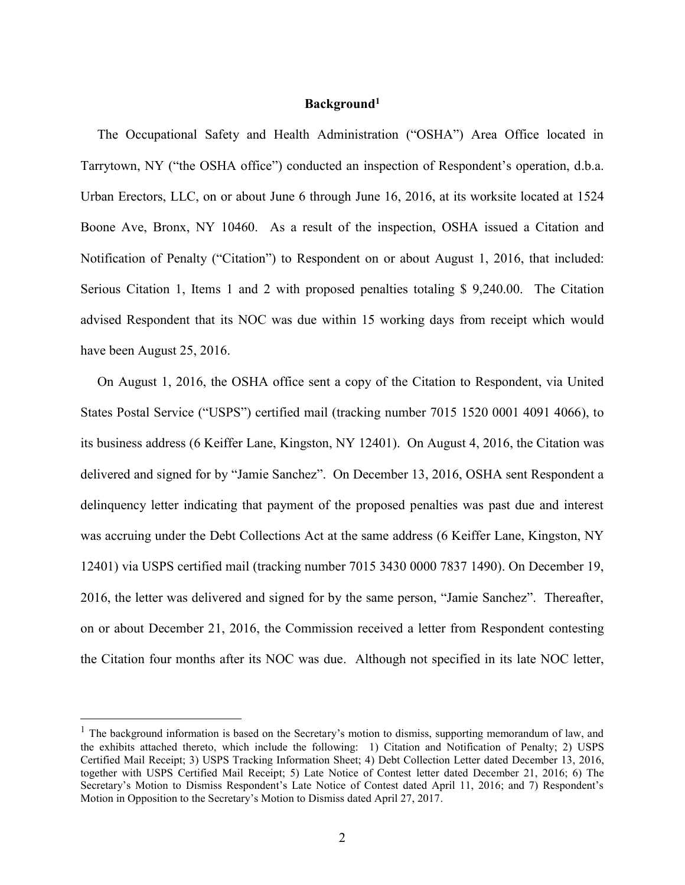## Background[1]

The Occupational Safety and Health Administration ("OSHA") Area Office located in Tarrytown, NY ("the OSHA office") conducted an inspection of Respondent's operation, d.b.a. Urban Erectors, LLC, on or about June 6 through June 16, 2016, at its worksite located at 1524 Boone Ave, Bronx, NY 10460. As a result of the inspection, OSHA issued a Citation and Notification of Penalty ("Citation") to Respondent on or about August 1, 2016, that included: Serious Citation 1, Items 1 and 2 with proposed penalties totaling $ 9,240.00. The Citation advised Respondent that its NOC was due within 15 working days from receipt which would have been August 25, 2016.

On August 1, 2016, the OSHA office sent a copy of the Citation to Respondent, via United States Postal Service ("USPS") certified mail (tracking number 7015 1520 0001 4091 4066), to its business address (6 Keiffer Lane, Kingston, NY 12401). On August 4, 2016, the Citation was delivered and signed for by "Jamie Sanchez". On December 13, 2016, OSHA sent Respondent a delinquency letter indicating that payment of the proposed penalties was past due and interest was accruing under the Debt Collections Act at the same address (6 Keiffer Lane, Kingston, NY 12401) via USPS certified mail (tracking number 7015 3430 0000 7837 1490). On December 19, 2016, the letter was delivered and signed for by the same person, "Jamie Sanchez". Thereafter, on or about December 21, 2016, the Commission received a letter from Respondent contesting the Citation four months after its NOC was due. Although not specified in its late NOC letter,

[1] The background information is based on the Secretary's motion to dismiss, supporting memorandum of law, and the exhibits attached thereto, which include the following: 1) Citation and Notification of Penalty; 2) USPS Certified Mail Receipt; 3) USPS Tracking Information Sheet; 4) Debt Collection Letter dated December 13, 2016, together with USPS Certified Mail Receipt; 5) Late Notice of Contest letter dated December 21, 2016; 6) The Secretary's Motion to Dismiss Respondent's Late Notice of Contest dated April 11, 2016; and 7) Respondent's Motion in Opposition to the Secretary's Motion to Dismiss dated April 27, 2017.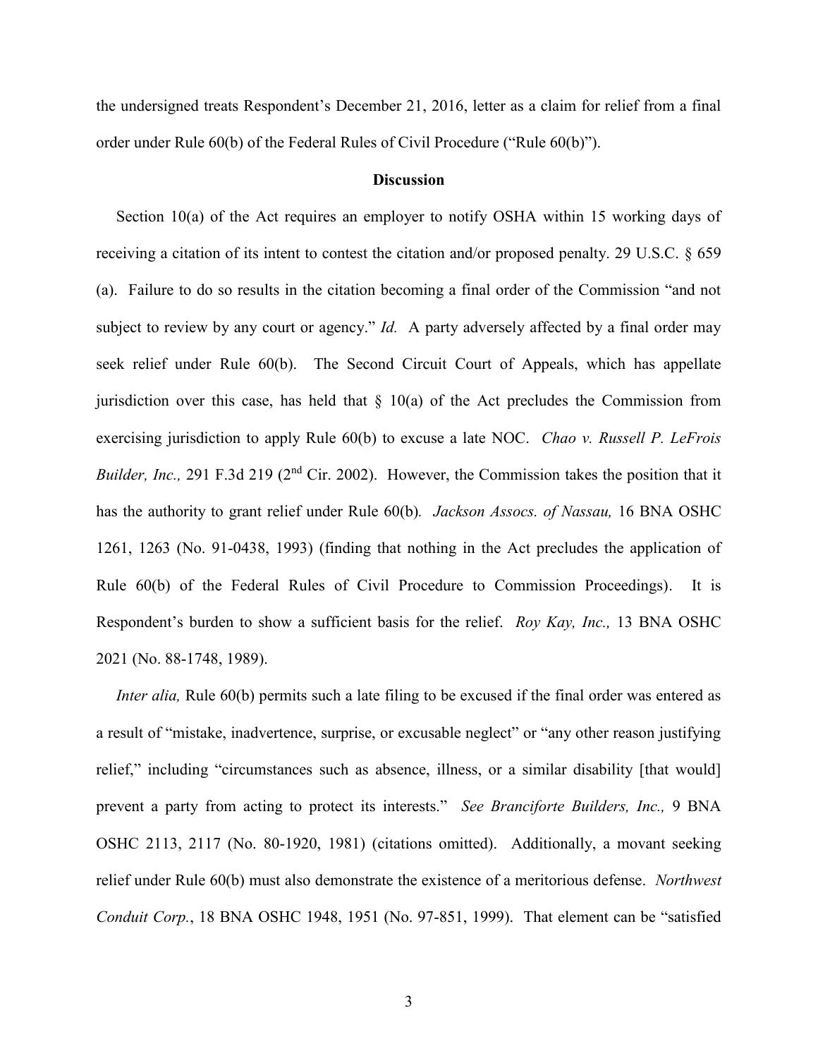the undersigned treats Respondent's December 21, 2016, letter as a claim for relief from a final order under Rule 60(b) of the Federal Rules of Civil Procedure ("Rule 60(b)").

## Discussion

Section 10(a) of the Act requires an employer to notify OSHA within 15 working days of receiving a citation of its intent to contest the citation and/or proposed penalty. 29 U.S.C. § 659 (a). Failure to do so results in the citation becoming a final order of the Commission "and not subject to review by any court or agency." *Id.* A party adversely affected by a final order may seek relief under Rule 60(b). The Second Circuit Court of Appeals, which has appellate jurisdiction over this case, has held that § 10(a) of the Act precludes the Commission from exercising jurisdiction to apply Rule 60(b) to excuse a late NOC. *Chao v. Russell P. LeFrois Builder, Inc.,* 291 F.3d 219 (2nd Cir. 2002). However, the Commission takes the position that it has the authority to grant relief under Rule 60(b)*. Jackson Assocs. of Nassau,* 16 BNA OSHC 1261, 1263 (No. 91-0438, 1993) (finding that nothing in the Act precludes the application of Rule 60(b) of the Federal Rules of Civil Procedure to Commission Proceedings). It is Respondent's burden to show a sufficient basis for the relief. *Roy Kay, Inc.,* 13 BNA OSHC 2021 (No. 88-1748, 1989).

*Inter alia,* Rule 60(b) permits such a late filing to be excused if the final order was entered as a result of "mistake, inadvertence, surprise, or excusable neglect" or "any other reason justifying relief," including "circumstances such as absence, illness, or a similar disability [that would] prevent a party from acting to protect its interests." *See Branciforte Builders, Inc.,* 9 BNA OSHC 2113, 2117 (No. 80-1920, 1981) (citations omitted). Additionally, a movant seeking relief under Rule 60(b) must also demonstrate the existence of a meritorious defense. *Northwest Conduit Corp.*, 18 BNA OSHC 1948, 1951 (No. 97-851, 1999). That element can be "satisfied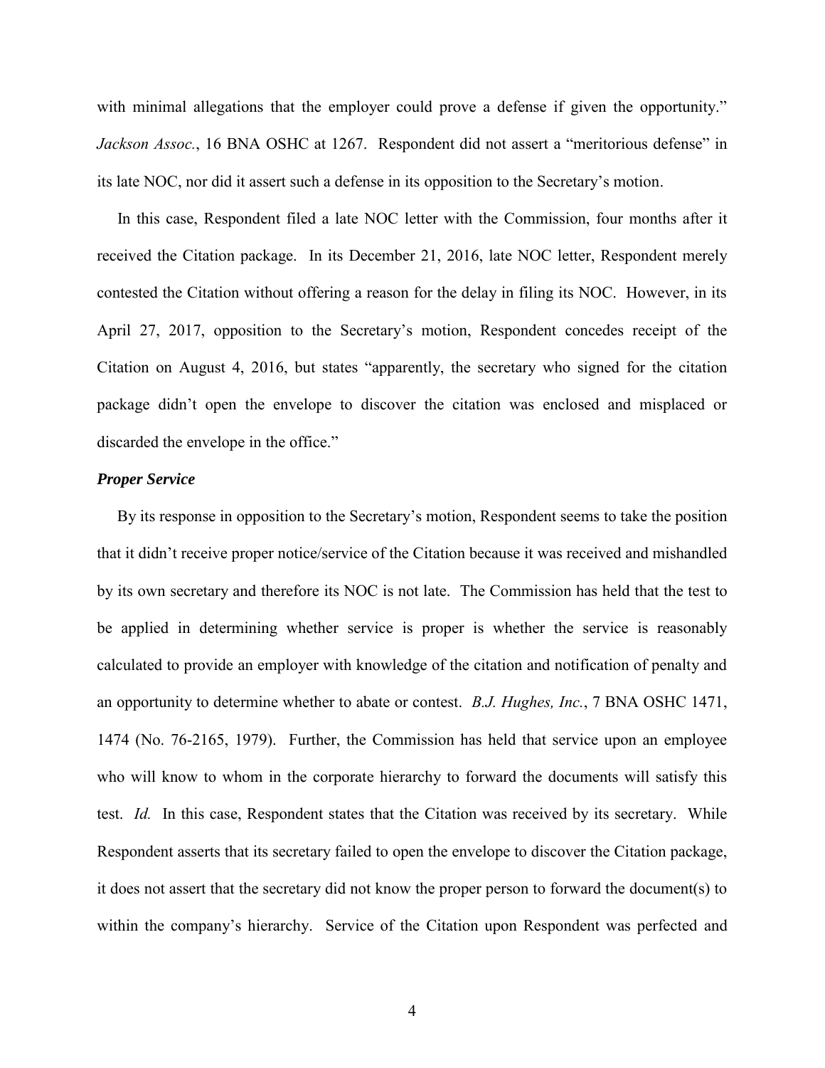with minimal allegations that the employer could prove a defense if given the opportunity." *Jackson Assoc.*, 16 BNA OSHC at 1267. Respondent did not assert a "meritorious defense" in its late NOC, nor did it assert such a defense in its opposition to the Secretary's motion.

In this case, Respondent filed a late NOC letter with the Commission, four months after it received the Citation package. In its December 21, 2016, late NOC letter, Respondent merely contested the Citation without offering a reason for the delay in filing its NOC. However, in its April 27, 2017, opposition to the Secretary's motion, Respondent concedes receipt of the Citation on August 4, 2016, but states "apparently, the secretary who signed for the citation package didn't open the envelope to discover the citation was enclosed and misplaced or discarded the envelope in the office."

***Proper Service***

By its response in opposition to the Secretary's motion, Respondent seems to take the position that it didn't receive proper notice/service of the Citation because it was received and mishandled by its own secretary and therefore its NOC is not late. The Commission has held that the test to be applied in determining whether service is proper is whether the service is reasonably calculated to provide an employer with knowledge of the citation and notification of penalty and an opportunity to determine whether to abate or contest. *B.J. Hughes, Inc.*, 7 BNA OSHC 1471, 1474 (No. 76-2165, 1979). Further, the Commission has held that service upon an employee who will know to whom in the corporate hierarchy to forward the documents will satisfy this test. *Id.* In this case, Respondent states that the Citation was received by its secretary. While Respondent asserts that its secretary failed to open the envelope to discover the Citation package, it does not assert that the secretary did not know the proper person to forward the document(s) to within the company's hierarchy. Service of the Citation upon Respondent was perfected and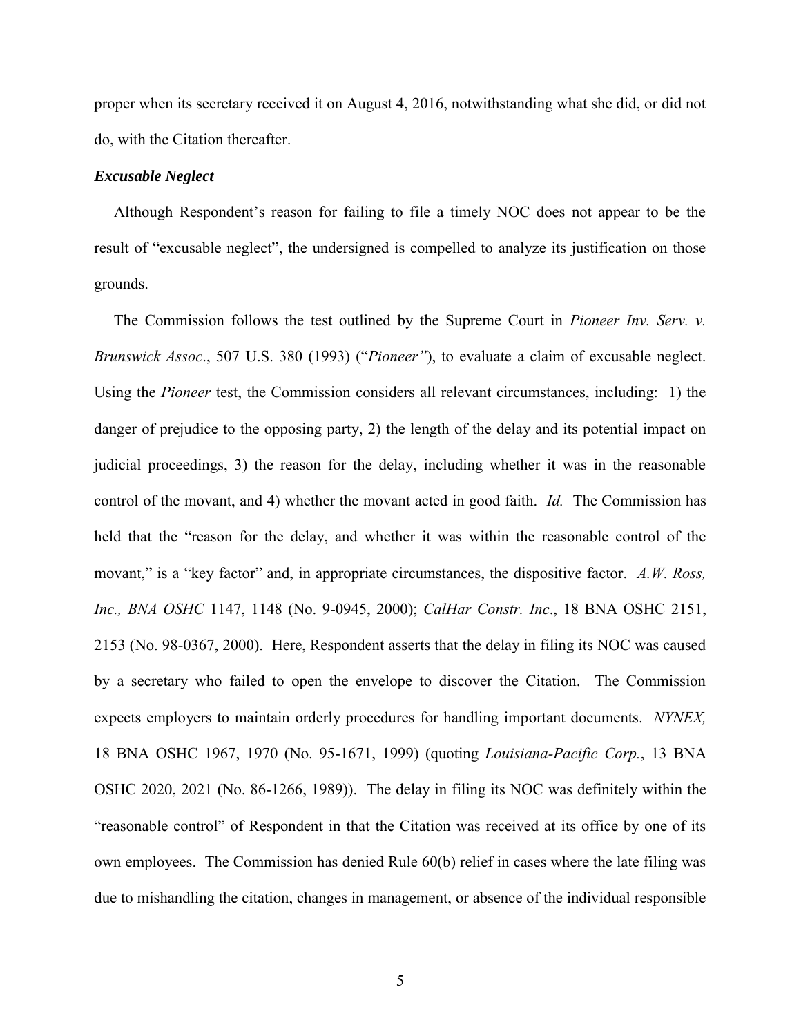proper when its secretary received it on August 4, 2016, notwithstanding what she did, or did not do, with the Citation thereafter.

***Excusable Neglect***

Although Respondent's reason for failing to file a timely NOC does not appear to be the result of "excusable neglect", the undersigned is compelled to analyze its justification on those grounds.

The Commission follows the test outlined by the Supreme Court in *Pioneer Inv. Serv. v. Brunswick Assoc*., 507 U.S. 380 (1993) ("*Pioneer"*), to evaluate a claim of excusable neglect. Using the *Pioneer* test, the Commission considers all relevant circumstances, including: 1) the danger of prejudice to the opposing party, 2) the length of the delay and its potential impact on judicial proceedings, 3) the reason for the delay, including whether it was in the reasonable control of the movant, and 4) whether the movant acted in good faith. *Id.* The Commission has held that the "reason for the delay, and whether it was within the reasonable control of the movant," is a "key factor" and, in appropriate circumstances, the dispositive factor. *A.W. Ross, Inc., BNA OSHC* 1147, 1148 (No. 9-0945, 2000); *CalHar Constr. Inc*., 18 BNA OSHC 2151, 2153 (No. 98-0367, 2000). Here, Respondent asserts that the delay in filing its NOC was caused by a secretary who failed to open the envelope to discover the Citation. The Commission expects employers to maintain orderly procedures for handling important documents. *NYNEX,* 18 BNA OSHC 1967, 1970 (No. 95-1671, 1999) (quoting *Louisiana-Pacific Corp.*, 13 BNA OSHC 2020, 2021 (No. 86-1266, 1989)). The delay in filing its NOC was definitely within the "reasonable control" of Respondent in that the Citation was received at its office by one of its own employees. The Commission has denied Rule 60(b) relief in cases where the late filing was due to mishandling the citation, changes in management, or absence of the individual responsible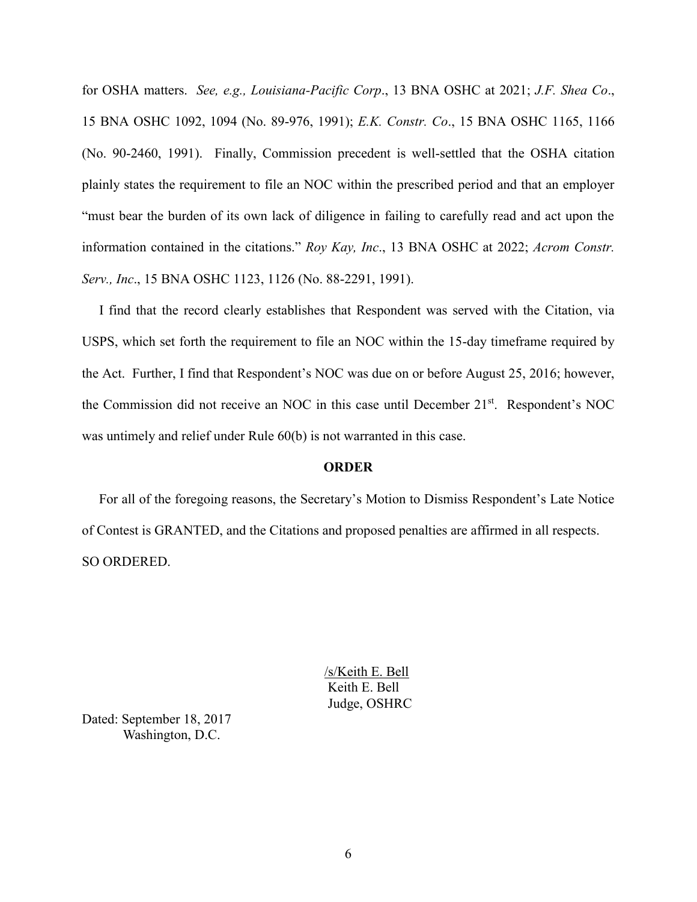for OSHA matters. *See, e.g., Louisiana-Pacific Corp*., 13 BNA OSHC at 2021; *J.F. Shea Co*., 15 BNA OSHC 1092, 1094 (No. 89-976, 1991); *E.K. Constr. Co*., 15 BNA OSHC 1165, 1166 (No. 90-2460, 1991). Finally, Commission precedent is well-settled that the OSHA citation plainly states the requirement to file an NOC within the prescribed period and that an employer "must bear the burden of its own lack of diligence in failing to carefully read and act upon the information contained in the citations." *Roy Kay, Inc*., 13 BNA OSHC at 2022; *Acrom Constr. Serv., Inc*., 15 BNA OSHC 1123, 1126 (No. 88-2291, 1991).

I find that the record clearly establishes that Respondent was served with the Citation, via USPS, which set forth the requirement to file an NOC within the 15-day timeframe required by the Act. Further, I find that Respondent's NOC was due on or before August 25, 2016; however, the Commission did not receive an NOC in this case until December 21st. Respondent's NOC was untimely and relief under Rule 60(b) is not warranted in this case.

**ORDER**

For all of the foregoing reasons, the Secretary's Motion to Dismiss Respondent's Late Notice of Contest is GRANTED, and the Citations and proposed penalties are affirmed in all respects.

SO ORDERED.

/s/Keith E. Bell
Keith E. Bell
Judge, OSHRC

Dated: September 18, 2017
Washington, D.C.